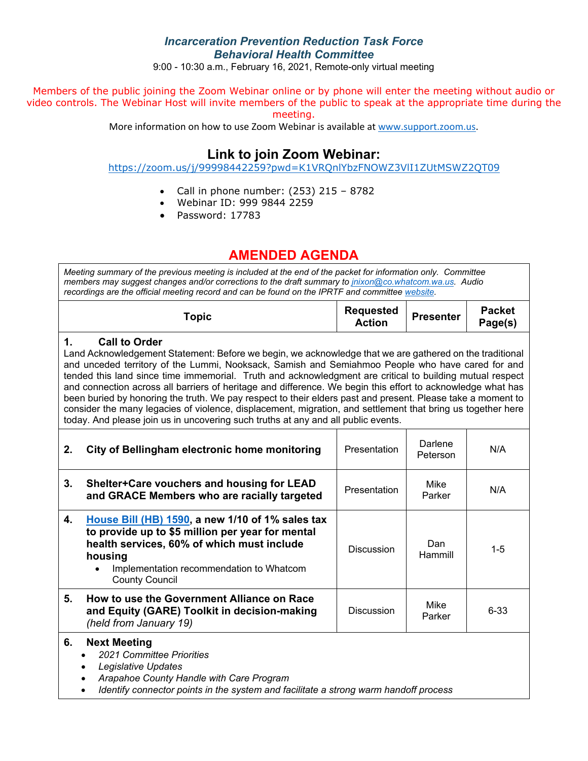# *Incarceration Prevention Reduction Task Force*
## *Behavioral Health Committee*

9:00 - 10:30 a.m., February 16, 2021, Remote-only virtual meeting

Members of the public joining the Zoom Webinar online or by phone will enter the meeting without audio or video controls. The Webinar Host will invite members of the public to speak at the appropriate time during the meeting.

More information on how to use Zoom Webinar is available at www.support.zoom.us.

## Link to join Zoom Webinar:

https://zoom.us/j/99998442259?pwd=K1VRQnlYbzFNOWZ3VlI1ZUtMSWZ2QT09

- Call in phone number: (253) 215 – 8782
- Webinar ID: 999 9844 2259
- Password: 17783

## AMENDED AGENDA

*Meeting summary of the previous meeting is included at the end of the packet for information only. Committee members may suggest changes and/or corrections to the draft summary to jnixon@co.whatcom.wa.us. Audio recordings are the official meeting record and can be found on the IPRTF and committee website.*

| Topic | Requested Action | Presenter | Packet Page(s) |
|---|---|---|---|
| **1. Call to Order**<br>Land Acknowledgement Statement: Before we begin, we acknowledge that we are gathered on the traditional and unceded territory of the Lummi, Nooksack, Samish and Semiahmoo People who have cared for and tended this land since time immemorial. Truth and acknowledgment are critical to building mutual respect and connection across all barriers of heritage and difference. We begin this effort to acknowledge what has been buried by honoring the truth. We pay respect to their elders past and present. Please take a moment to consider the many legacies of violence, displacement, migration, and settlement that bring us together here today. And please join us in uncovering such truths at any and all public events. | | | |
| **2. City of Bellingham electronic home monitoring** | Presentation | Darlene Peterson | N/A |
| **3. Shelter+Care vouchers and housing for LEAD and GRACE Members who are racially targeted** | Presentation | Mike Parker | N/A |
| **4. House Bill (HB) 1590, a new 1/10 of 1% sales tax to provide up to $5 million per year for mental health services, 60% of which must include housing**<br>• Implementation recommendation to Whatcom County Council | Discussion | Dan Hammill | 1-5 |
| **5. How to use the Government Alliance on Race and Equity (GARE) Toolkit in decision-making** *(held from January 19)* | Discussion | Mike Parker | 6-33 |
| **6. Next Meeting**<br>• *2021 Committee Priorities*<br>• *Legislative Updates*<br>• *Arapahoe County Handle with Care Program*<br>• *Identify connector points in the system and facilitate a strong warm handoff process* | | | |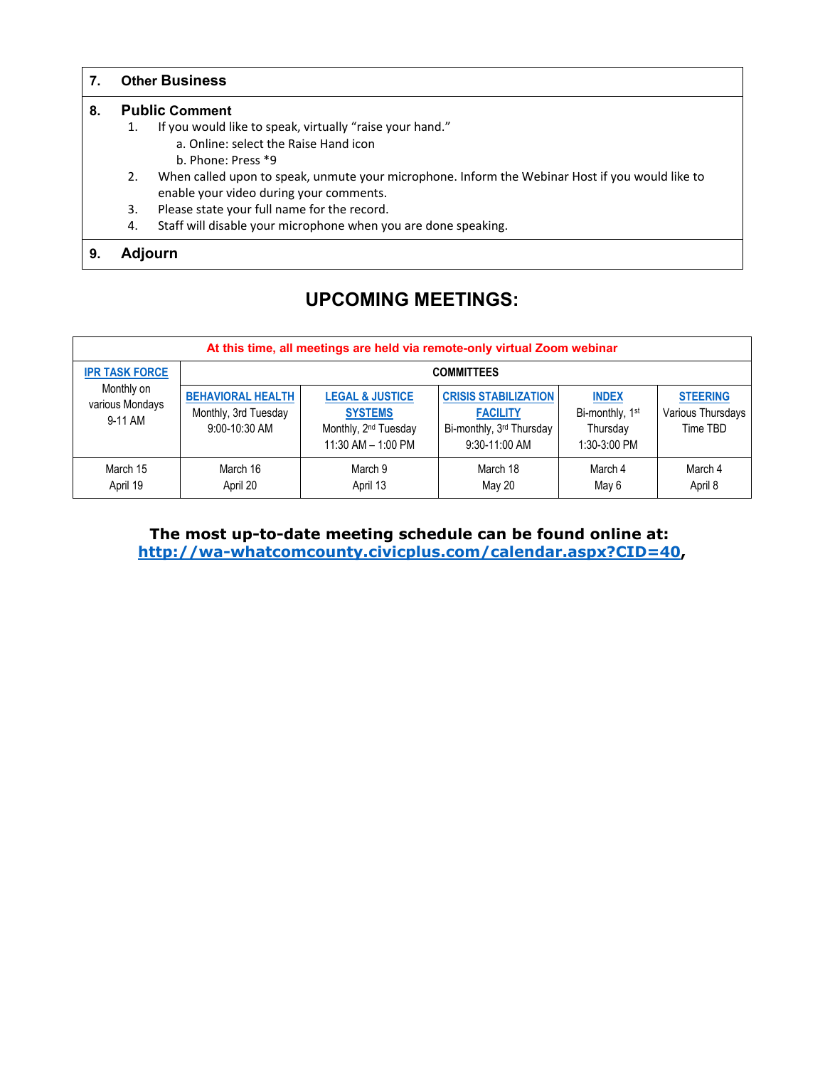**7. Other Business**

**8. Public Comment**

1. If you would like to speak, virtually "raise your hand."
   a. Online: select the Raise Hand icon
   b. Phone: Press *9
2. When called upon to speak, unmute your microphone. Inform the Webinar Host if you would like to enable your video during your comments.
3. Please state your full name for the record.
4. Staff will disable your microphone when you are done speaking.

**9. Adjourn**

## UPCOMING MEETINGS:

| At this time, all meetings are held via remote-only virtual Zoom webinar | | | | | |
|---|---|---|---|---|---|
| **IPR TASK FORCE** Monthly on various Mondays 9-11 AM | **COMMITTEES** | | | | |
| | **BEHAVIORAL HEALTH** Monthly, 3rd Tuesday 9:00-10:30 AM | **LEGAL & JUSTICE SYSTEMS** Monthly, 2nd Tuesday 11:30 AM – 1:00 PM | **CRISIS STABILIZATION FACILITY** Bi-monthly, 3rd Thursday 9:30-11:00 AM | **INDEX** Bi-monthly, 1st Thursday 1:30-3:00 PM | **STEERING** Various Thursdays Time TBD |
| March 15 April 19 | March 16 April 20 | March 9 April 13 | March 18 May 20 | March 4 May 6 | March 4 April 8 |

**The most up-to-date meeting schedule can be found online at: http://wa-whatcomcounty.civicplus.com/calendar.aspx?CID=40,**